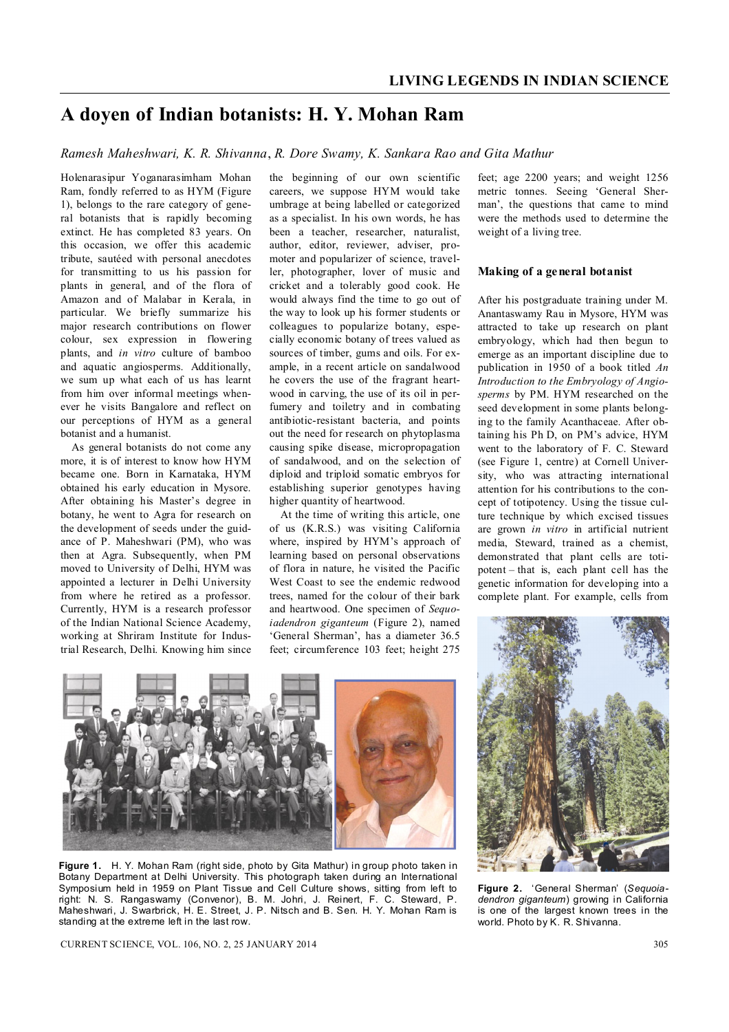# A doyen of Indian botanists: H. Y. Mohan Ram

*Ramesh Maheshwari, K. R. Shivanna, R. Dore Swamy, K. Sankara Rao and Gita Mathur*

Holenarasipur Yoganarasimham Mohan Ram, fondly referred to as HYM (Figure 1), belongs to the rare category of general botanists that is rapidly becoming extinct. He has completed 83 years. On this occasion, we offer this academic tribute, sautéed with personal anecdotes for transmitting to us his passion for plants in general, and the flora of Amazon and of Malabar in Kerala, in particular. We briefly summarize his major research contributions on flower colour, sex expression in flowering plants, and *in vitro* culture of bamboo and aquatic angiosperms. Additionally, we sum up what each of us has learnt from him over informal meetings whenever he visits Bangalore and reflect on our perceptions of HYM as a general botanist and a humanist.

As general botanists do not come any more, it is of interest to know how HYM became one. Born in Karnataka, HYM obtained his early education in Mysore. After obtaining his Master's degree in botany, he went to Agra for research on the development of seeds under the guidance of P. Maheshwari (PM), who was then at Agra. Subsequently, when PM moved to University of Delhi, HYM was appointed a lecturer in Delhi University from where he retired as a professor. Currently, HYM is a research professor of the Indian National Science Academy, working at Shriram Institute for Industrial Research, Delhi. Knowing him since the beginning of our own scientific careers, we suppose HYM would take umbrage at being labelled or categorized as a specialist. In his own words, he has been a teacher, researcher, naturalist, author, editor, reviewer, adviser, promoter and popularizer of science, traveller, photographer, lover of music and cricket and a tolerably good cook. He would always find the time to go out of the way to look up his former students or colleagues to popularize botany, especially economic botany of trees valued as sources of timber, gums and oils. For example, in a recent article on sandalwood he covers the use of the fragrant heartwood in carving, the use of its oil in perfumery and toiletry and in combating antibiotic-resistant bacteria, and points out the need for research on phytoplasma causing spike disease, micropropagation of sandalwood, and on the selection of diploid and triploid somatic embryos for establishing superior genotypes having higher quantity of heartwood.

At the time of writing this article, one of us (K.R.S.) was visiting California where, inspired by HYM's approach of learning based on personal observations of flora in nature, he visited the Pacific West Coast to see the endemic redwood trees, named for the colour of their bark and heartwood. One specimen of *Sequoiadendron giganteum* (Figure 2), named 'General Sherman', has a diameter 36.5 feet; circumference 103 feet; height 275 feet; age 2200 years; and weight 1256 metric tonnes. Seeing 'General Sherman', the questions that came to mind were the methods used to determine the weight of a living tree.

## Making of a general botanist

After his postgraduate training under M. Anantaswamy Rau in Mysore, HYM was attracted to take up research on plant embryology, which had then begun to emerge as an important discipline due to publication in 1950 of a book titled *An Introduction to the Embryology of Angiosperms* by PM. HYM researched on the seed development in some plants belonging to the family Acanthaceae. After obtaining his Ph D, on PM's advice, HYM went to the laboratory of F. C. Steward (see Figure 1, centre) at Cornell University, who was attracting international attention for his contributions to the concept of totipotency. Using the tissue culture technique by which excised tissues are grown *in vitro* in artificial nutrient media, Steward, trained as a chemist, demonstrated that plant cells are totipotent – that is, each plant cell has the genetic information for developing into a complete plant. For example, cells from

**Figure 1.** H. Y. Mohan Ram (right side, photo by Gita Mathur) in group photo taken in Botany Department at Delhi University. This photograph taken during an International Symposium held in 1959 on Plant Tissue and Cell Culture shows, sitting from left to right: N. S. Rangaswamy (Convenor), B. M. Johri, J. Reinert, F. C. Steward, P. Maheshwari, J. Swarbrick, H. E. Street, J. P. Nitsch and B. Sen. H. Y. Mohan Ram is standing at the extreme left in the last row.

**Figure 2.** 'General Sherman' (*Sequoiadendron giganteum*) growing in California is one of the largest known trees in the world. Photo by K. R. Shivanna.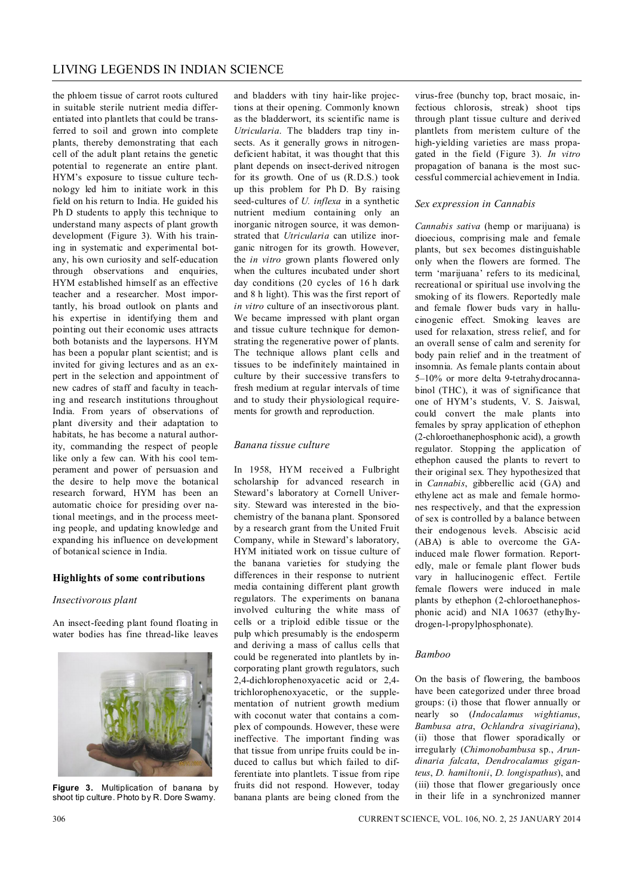the phloem tissue of carrot roots cultured in suitable sterile nutrient media differentiated into plantlets that could be transferred to soil and grown into complete plants, thereby demonstrating that each cell of the adult plant retains the genetic potential to regenerate an entire plant. HYM's exposure to tissue culture technology led him to initiate work in this field on his return to India. He guided his Ph D students to apply this technique to understand many aspects of plant growth development (Figure 3). With his training in systematic and experimental botany, his own curiosity and self-education through observations and enquiries, HYM established himself as an effective teacher and a researcher. Most importantly, his broad outlook on plants and his expertise in identifying them and pointing out their economic uses attracts both botanists and the laypersons. HYM has been a popular plant scientist; and is invited for giving lectures and as an expert in the selection and appointment of new cadres of staff and faculty in teaching and research institutions throughout India. From years of observations of plant diversity and their adaptation to habitats, he has become a natural authority, commanding the respect of people like only a few can. With his cool temperament and power of persuasion and the desire to help move the botanical research forward, HYM has been an automatic choice for presiding over national meetings, and in the process meeting people, and updating knowledge and expanding his influence on development of botanical science in India.

## Highlights of some contributions

### *Insectivorous plant*

An insect-feeding plant found floating in water bodies has fine thread-like leaves and bladders with tiny hair-like projections at their opening. Commonly known as the bladderwort, its scientific name is *Utricularia*. The bladders trap tiny insects. As it generally grows in nitrogen-deficient habitat, it was thought that this plant depends on insect-derived nitrogen for its growth. One of us (R.D.S.) took up this problem for Ph D. By raising seed-cultures of *U. inflexa* in a synthetic nutrient medium containing only an inorganic nitrogen source, it was demonstrated that *Utricularia* can utilize inorganic nitrogen for its growth. However, the *in vitro* grown plants flowered only when the cultures incubated under short day conditions (20 cycles of 16 h dark and 8 h light). This was the first report of *in vitro* culture of an insectivorous plant. We became impressed with plant organ and tissue culture technique for demonstrating the regenerative power of plants. The technique allows plant cells and tissues to be indefinitely maintained in culture by their successive transfers to fresh medium at regular intervals of time and to study their physiological requirements for growth and reproduction.

**Figure 3.** Multiplication of banana by shoot tip culture. Photo by R. Dore Swamy.

### *Banana tissue culture*

In 1958, HYM received a Fulbright scholarship for advanced research in Steward's laboratory at Cornell University. Steward was interested in the biochemistry of the banana plant. Sponsored by a research grant from the United Fruit Company, while in Steward's laboratory, HYM initiated work on tissue culture of the banana varieties for studying the differences in their response to nutrient media containing different plant growth regulators. The experiments on banana involved culturing the white mass of cells or a triploid edible tissue or the pulp which presumably is the endosperm and deriving a mass of callus cells that could be regenerated into plantlets by incorporating plant growth regulators, such 2,4-dichlorophenoxyacetic acid or 2,4-trichlorophenoxyacetic, or the supplementation of nutrient growth medium with coconut water that contains a complex of compounds. However, these were ineffective. The important finding was that tissue from unripe fruits could be induced to callus but which failed to differentiate into plantlets. Tissue from ripe fruits did not respond. However, today banana plants are being cloned from the virus-free (bunchy top, bract mosaic, infectious chlorosis, streak) shoot tips through plant tissue culture and derived plantlets from meristem culture of the high-yielding varieties are mass propagated in the field (Figure 3). *In vitro* propagation of banana is the most successful commercial achievement in India.

### *Sex expression in Cannabis*

*Cannabis sativa* (hemp or marijuana) is dioecious, comprising male and female plants, but sex becomes distinguishable only when the flowers are formed. The term 'marijuana' refers to its medicinal, recreational or spiritual use involving the smoking of its flowers. Reportedly male and female flower buds vary in hallucinogenic effect. Smoking leaves are used for relaxation, stress relief, and for an overall sense of calm and serenity for body pain relief and in the treatment of insomnia. As female plants contain about 5–10% or more delta 9-tetrahydrocannabinol (THC), it was of significance that one of HYM's students, V. S. Jaiswal, could convert the male plants into females by spray application of ethephon (2-chloroethanephosphonic acid), a growth regulator. Stopping the application of ethephon caused the plants to revert to their original sex. They hypothesized that in *Cannabis*, gibberellic acid (GA) and ethylene act as male and female hormones respectively, and that the expression of sex is controlled by a balance between their endogenous levels. Abscisic acid (ABA) is able to overcome the GA-induced male flower formation. Reportedly, male or female plant flower buds vary in hallucinogenic effect. Fertile female flowers were induced in male plants by ethephon (2-chloroethanephosphonic acid) and NIA 10637 (ethylhydrogen-l-propylphosphonate).

### *Bamboo*

On the basis of flowering, the bamboos have been categorized under three broad groups: (i) those that flower annually or nearly so (*Indocalamus wightianus*, *Bambusa atra*, *Ochlandra sivagiriana*), (ii) those that flower sporadically or irregularly (*Chimonobambusa* sp., *Arundinaria falcata*, *Dendrocalamus giganteus*, *D. hamiltonii*, *D. longispathus*), and (iii) those that flower gregariously once in their life in a synchronized manner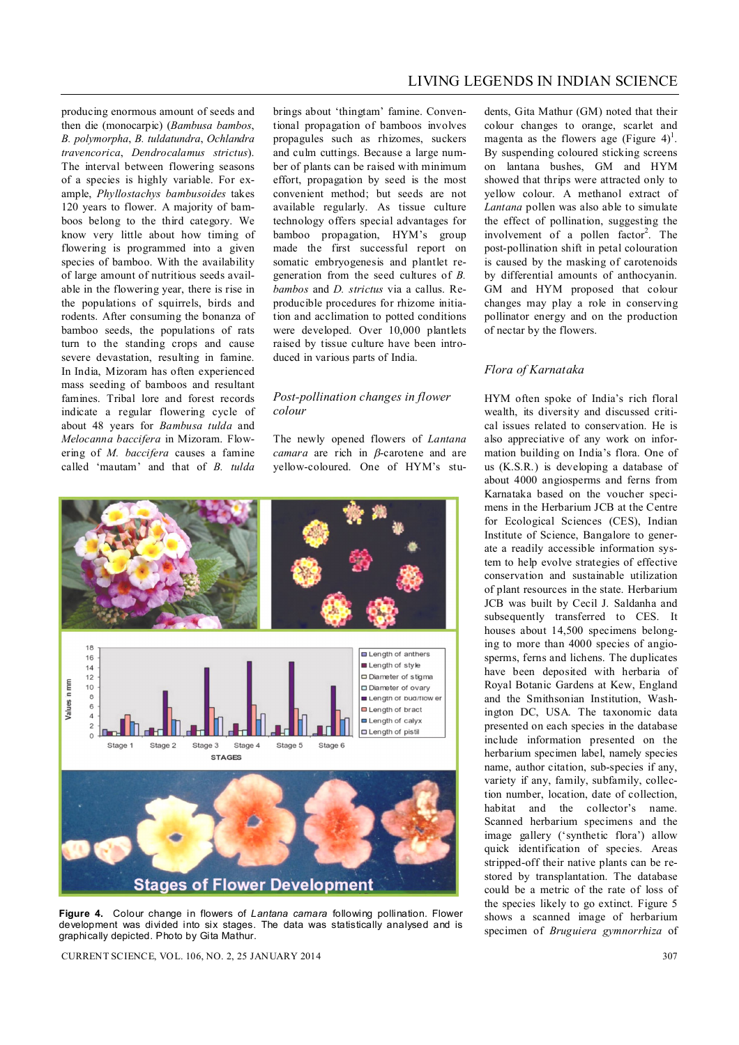producing enormous amount of seeds and then die (monocarpic) (*Bambusa bambos*, *B. polymorpha*, *B. tuldatundra*, *Ochlandra travencorica*, *Dendrocalamus strictus*). The interval between flowering seasons of a species is highly variable. For example, *Phyllostachys bambusoides* takes 120 years to flower. A majority of bamboos belong to the third category. We know very little about how timing of flowering is programmed into a given species of bamboo. With the availability of large amount of nutritious seeds available in the flowering year, there is rise in the populations of squirrels, birds and rodents. After consuming the bonanza of bamboo seeds, the populations of rats turn to the standing crops and cause severe devastation, resulting in famine. In India, Mizoram has often experienced mass seeding of bamboos and resultant famines. Tribal lore and forest records indicate a regular flowering cycle of about 48 years for *Bambusa tulda* and *Melocanna baccifera* in Mizoram. Flowering of *M. baccifera* causes a famine called 'mautam' and that of *B. tulda* brings about 'thingtam' famine. Conventional propagation of bamboos involves propagules such as rhizomes, suckers and culm cuttings. Because a large number of plants can be raised with minimum effort, propagation by seed is the most convenient method; but seeds are not available regularly. As tissue culture technology offers special advantages for bamboo propagation, HYM's group made the first successful report on somatic embryogenesis and plantlet regeneration from the seed cultures of *B. bambos* and *D. strictus* via a callus. Reproducible procedures for rhizome initiation and acclimation to potted conditions were developed. Over 10,000 plantlets raised by tissue culture have been introduced in various parts of India.

### *Post-pollination changes in flower colour*

The newly opened flowers of *Lantana camara* are rich in $\beta$-carotene and are yellow-coloured. One of HYM's students, Gita Mathur (GM) noted that their colour changes to orange, scarlet and magenta as the flowers age (Figure 4)[1]. By suspending coloured sticking screens on lantana bushes, GM and HYM showed that thrips were attracted only to yellow colour. A methanol extract of *Lantana* pollen was also able to simulate the effect of pollination, suggesting the involvement of a pollen factor[2]. The post-pollination shift in petal colouration is caused by the masking of carotenoids by differential amounts of anthocyanin. GM and HYM proposed that colour changes may play a role in conserving pollinator energy and on the production of nectar by the flowers.

**Figure 4.** Colour change in flowers of *Lantana camara* following pollination. Flower development was divided into six stages. The data was statistically analysed and is graphically depicted. Photo by Gita Mathur.

### *Flora of Karnataka*

HYM often spoke of India's rich floral wealth, its diversity and discussed critical issues related to conservation. He is also appreciative of any work on information building on India's flora. One of us (K.S.R.) is developing a database of about 4000 angiosperms and ferns from Karnataka based on the voucher specimens in the Herbarium JCB at the Centre for Ecological Sciences (CES), Indian Institute of Science, Bangalore to generate a readily accessible information system to help evolve strategies of effective conservation and sustainable utilization of plant resources in the state. Herbarium JCB was built by Cecil J. Saldanha and subsequently transferred to CES. It houses about 14,500 specimens belonging to more than 4000 species of angiosperms, ferns and lichens. The duplicates have been deposited with herbaria of Royal Botanic Gardens at Kew, England and the Smithsonian Institution, Washington DC, USA. The taxonomic data presented on each species in the database include information presented on the herbarium specimen label, namely species name, author citation, sub-species if any, variety if any, family, subfamily, collection number, location, date of collection, habitat and the collector's name. Scanned herbarium specimens and the image gallery ('synthetic flora') allow quick identification of species. Areas stripped-off their native plants can be restored by transplantation. The database could be a metric of the rate of loss of the species likely to go extinct. Figure 5 shows a scanned image of herbarium specimen of *Bruguiera gymnorrhiza* of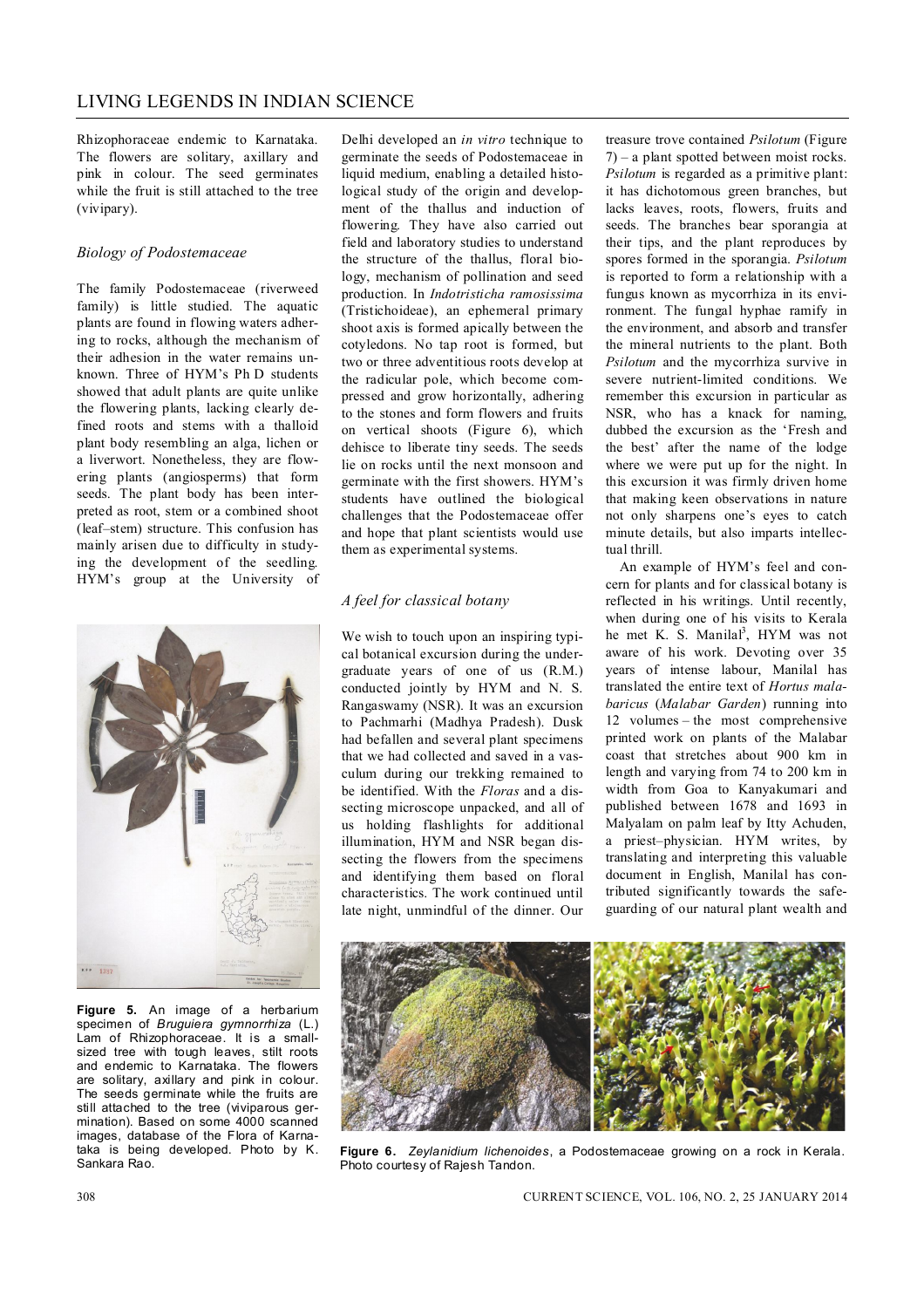Rhizophoraceae endemic to Karnataka. The flowers are solitary, axillary and pink in colour. The seed germinates while the fruit is still attached to the tree (vivipary).

### *Biology of Podostemaceae*

The family Podostemaceae (riverweed family) is little studied. The aquatic plants are found in flowing waters adhering to rocks, although the mechanism of their adhesion in the water remains unknown. Three of HYM's Ph D students showed that adult plants are quite unlike the flowering plants, lacking clearly defined roots and stems with a thalloid plant body resembling an alga, lichen or a liverwort. Nonetheless, they are flowering plants (angiosperms) that form seeds. The plant body has been interpreted as root, stem or a combined shoot (leaf–stem) structure. This confusion has mainly arisen due to difficulty in studying the development of the seedling. HYM's group at the University of Delhi developed an *in vitro* technique to germinate the seeds of Podostemaceae in liquid medium, enabling a detailed histological study of the origin and development of the thallus and induction of flowering. They have also carried out field and laboratory studies to understand the structure of the thallus, floral biology, mechanism of pollination and seed production. In *Indotristicha ramosissima* (Tristichoideae), an ephemeral primary shoot axis is formed apically between the cotyledons. No tap root is formed, but two or three adventitious roots develop at the radicular pole, which become compressed and grow horizontally, adhering to the stones and form flowers and fruits on vertical shoots (Figure 6), which dehisce to liberate tiny seeds. The seeds lie on rocks until the next monsoon and germinate with the first showers. HYM's students have outlined the biological challenges that the Podostemaceae offer and hope that plant scientists would use them as experimental systems.

### *A feel for classical botany*

We wish to touch upon an inspiring typical botanical excursion during the undergraduate years of one of us (R.M.) conducted jointly by HYM and N. S. Rangaswamy (NSR). It was an excursion to Pachmarhi (Madhya Pradesh). Dusk had befallen and several plant specimens that we had collected and saved in a vasculum during our trekking remained to be identified. With the *Floras* and a dissecting microscope unpacked, and all of us holding flashlights for additional illumination, HYM and NSR began dissecting the flowers from the specimens and identifying them based on floral characteristics. The work continued until late night, unmindful of the dinner. Our treasure trove contained *Psilotum* (Figure 7) – a plant spotted between moist rocks. *Psilotum* is regarded as a primitive plant: it has dichotomous green branches, but lacks leaves, roots, flowers, fruits and seeds. The branches bear sporangia at their tips, and the plant reproduces by spores formed in the sporangia. *Psilotum* is reported to form a relationship with a fungus known as mycorrhiza in its environment. The fungal hyphae ramify in the environment, and absorb and transfer the mineral nutrients to the plant. Both *Psilotum* and the mycorrhiza survive in severe nutrient-limited conditions. We remember this excursion in particular as NSR, who has a knack for naming, dubbed the excursion as the 'Fresh and the best' after the name of the lodge where we were put up for the night. In this excursion it was firmly driven home that making keen observations in nature not only sharpens one's eyes to catch minute details, but also imparts intellectual thrill.

An example of HYM's feel and concern for plants and for classical botany is reflected in his writings. Until recently, when during one of his visits to Kerala he met K. S. Manilal[3], HYM was not aware of his work. Devoting over 35 years of intense labour, Manilal has translated the entire text of *Hortus malabaricus* (*Malabar Garden*) running into 12 volumes – the most comprehensive printed work on plants of the Malabar coast that stretches about 900 km in length and varying from 74 to 200 km in width from Goa to Kanyakumari and published between 1678 and 1693 in Malyalam on palm leaf by Itty Achuden, a priest–physician. HYM writes, by translating and interpreting this valuable document in English, Manilal has contributed significantly towards the safeguarding of our natural plant wealth and

**Figure 5.** An image of a herbarium specimen of *Bruguiera gymnorrhiza* (L.) Lam of Rhizophoraceae. It is a small-sized tree with tough leaves, stilt roots and endemic to Karnataka. The flowers are solitary, axillary and pink in colour. The seeds germinate while the fruits are still attached to the tree (viviparous germination). Based on some 4000 scanned images, database of the Flora of Karnataka is being developed. Photo by K. Sankara Rao.

**Figure 6.** *Zeylanidium lichenoides*, a Podostemaceae growing on a rock in Kerala. Photo courtesy of Rajesh Tandon.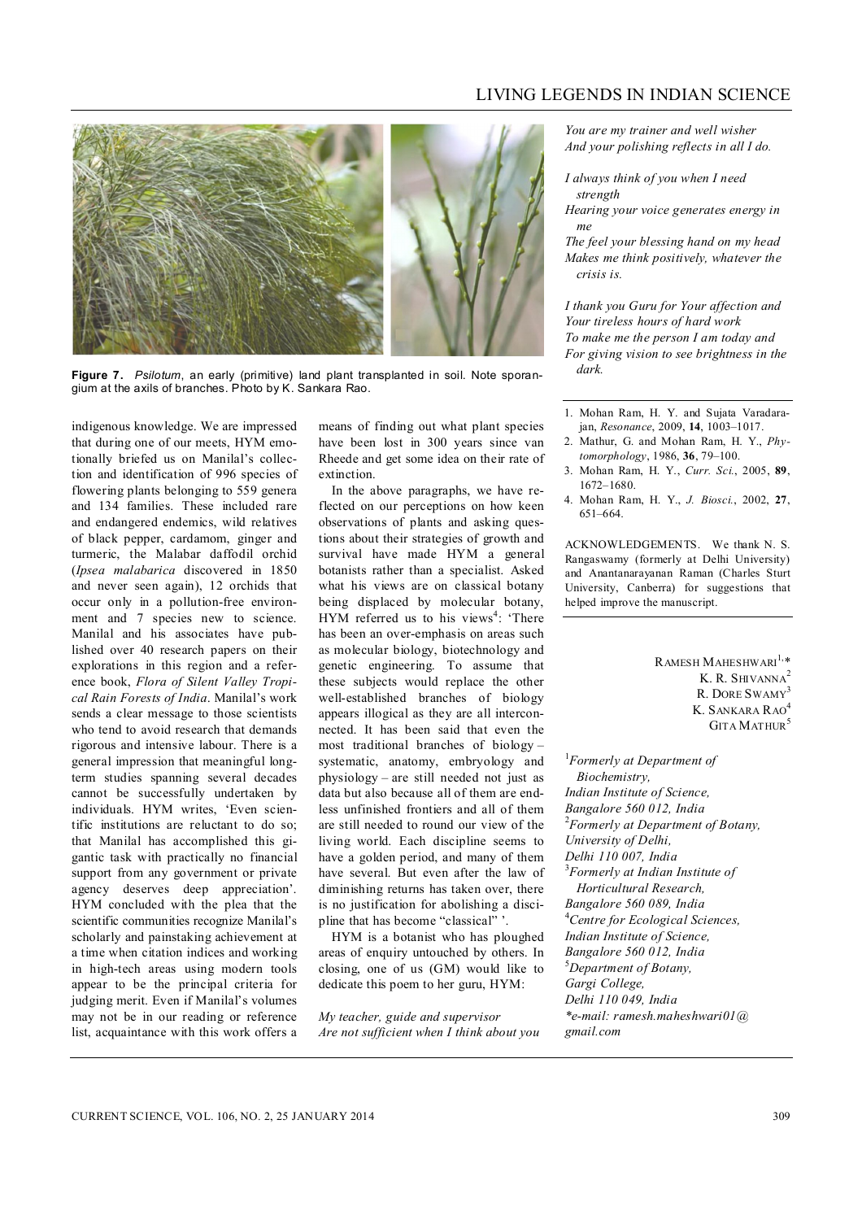Figure 7. *Psilotum*, an early (primitive) land plant transplanted in soil. Note sporangium at the axils of branches. Photo by K. Sankara Rao.

indigenous knowledge. We are impressed that during one of our meets, HYM emotionally briefed us on Manilal's collection and identification of 996 species of flowering plants belonging to 559 genera and 134 families. These included rare and endangered endemics, wild relatives of black pepper, cardamom, ginger and turmeric, the Malabar daffodil orchid (*Ipsea malabarica* discovered in 1850 and never seen again), 12 orchids that occur only in a pollution-free environment and 7 species new to science. Manilal and his associates have published over 40 research papers on their explorations in this region and a reference book, *Flora of Silent Valley Tropical Rain Forests of India*. Manilal's work sends a clear message to those scientists who tend to avoid research that demands rigorous and intensive labour. There is a general impression that meaningful long-term studies spanning several decades cannot be successfully undertaken by individuals. HYM writes, 'Even scientific institutions are reluctant to do so; that Manilal has accomplished this gigantic task with practically no financial support from any government or private agency deserves deep appreciation'. HYM concluded with the plea that the scientific communities recognize Manilal's scholarly and painstaking achievement at a time when citation indices and working in high-tech areas using modern tools appear to be the principal criteria for judging merit. Even if Manilal's volumes may not be in our reading or reference list, acquaintance with this work offers a means of finding out what plant species have been lost in 300 years since van Rheede and get some idea on their rate of extinction.

In the above paragraphs, we have reflected on our perceptions on how keen observations of plants and asking questions about their strategies of growth and survival have made HYM a general botanists rather than a specialist. Asked what his views are on classical botany being displaced by molecular botany, HYM referred us to his views[4]: 'There has been an over-emphasis on areas such as molecular biology, biotechnology and genetic engineering. To assume that these subjects would replace the other well-established branches of biology appears illogical as they are all interconnected. It has been said that even the most traditional branches of biology – systematic, anatomy, embryology and physiology – are still needed not just as data but also because all of them are endless unfinished frontiers and all of them are still needed to round our view of the living world. Each discipline seems to have a golden period, and many of them have several. But even after the law of diminishing returns has taken over, there is no justification for abolishing a discipline that has become "classical" '.

HYM is a botanist who has ploughed areas of enquiry untouched by others. In closing, one of us (GM) would like to dedicate this poem to her guru, HYM:

*My teacher, guide and supervisor*
*Are not sufficient when I think about you*
*You are my trainer and well wisher*
*And your polishing reflects in all I do.*

*I always think of you when I need strength*
*Hearing your voice generates energy in me*
*The feel your blessing hand on my head*
*Makes me think positively, whatever the crisis is.*

*I thank you Guru for Your affection and*
*Your tireless hours of hard work*
*To make me the person I am today and*
*For giving vision to see brightness in the dark.*

1. Mohan Ram, H. Y. and Sujata Varadarajan, *Resonance*, 2009, **14**, 1003–1017.
2. Mathur, G. and Mohan Ram, H. Y., *Phytomorphology*, 1986, **36**, 79–100.
3. Mohan Ram, H. Y., *Curr. Sci.*, 2005, **89**, 1672–1680.
4. Mohan Ram, H. Y., *J. Biosci.*, 2002, **27**, 651–664.

ACKNOWLEDGEMENTS. We thank N. S. Rangaswamy (formerly at Delhi University) and Anantanarayanan Raman (Charles Sturt University, Canberra) for suggestions that helped improve the manuscript.

RAMESH MAHESHWARI[1,*]
K. R. SHIVANNA[2]
R. DORE SWAMY[3]
K. SANKARA RAO[4]
GITA MATHUR[5]

[1]*Formerly at Department of Biochemistry, Indian Institute of Science, Bangalore 560 012, India*
[2]*Formerly at Department of Botany, University of Delhi, Delhi 110 007, India*
[3]*Formerly at Indian Institute of Horticultural Research, Bangalore 560 089, India*
[4]*Centre for Ecological Sciences, Indian Institute of Science, Bangalore 560 012, India*
[5]*Department of Botany, Gargi College, Delhi 110 049, India*
*\*e-mail: ramesh.maheshwari01@gmail.com*